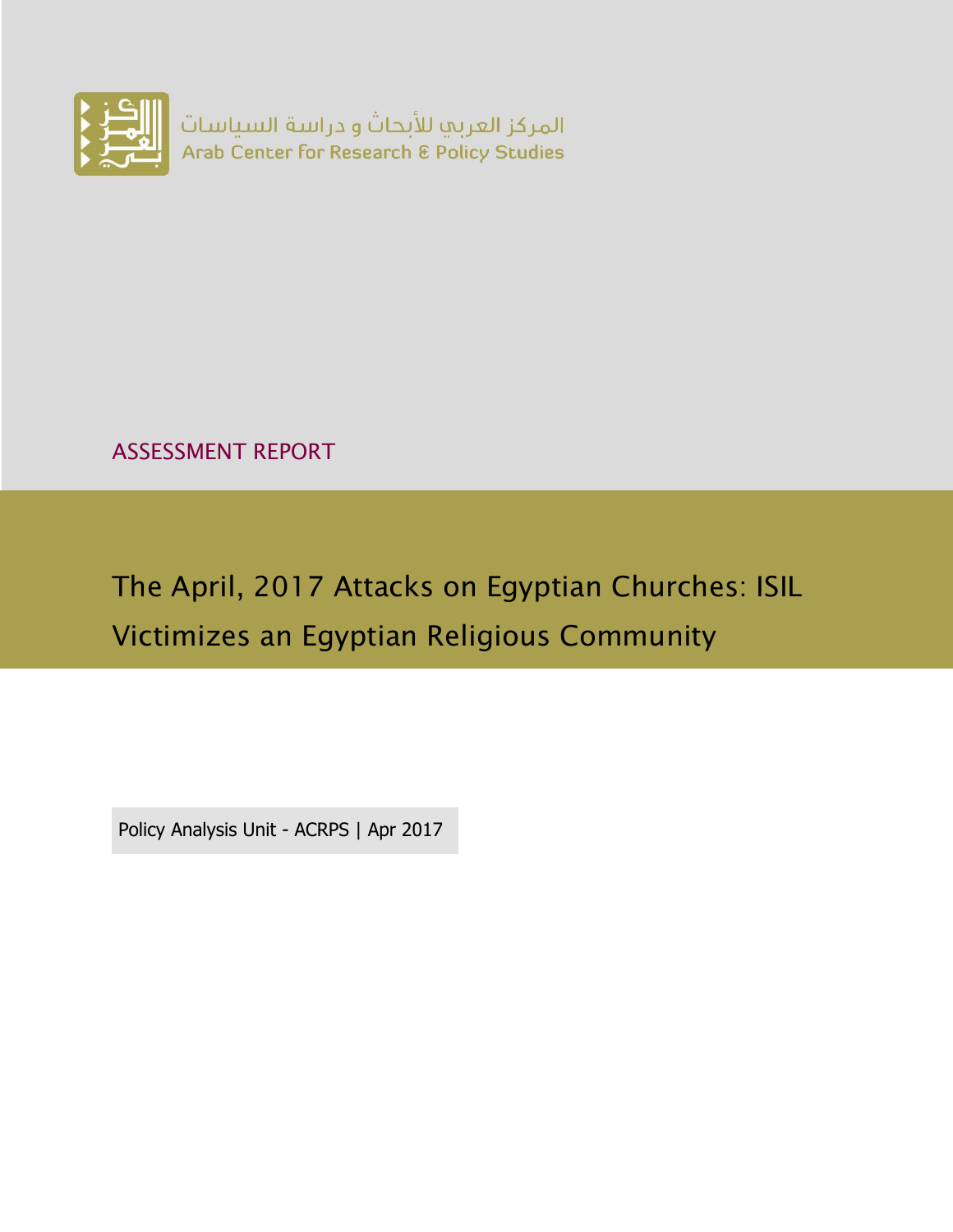المركز العربي للأبحاث و دراسة السياسات
Arab Center for Research & Policy Studies

ASSESSMENT REPORT

# The April, 2017 Attacks on Egyptian Churches: ISIL Victimizes an Egyptian Religious Community

Policy Analysis Unit - ACRPS | Apr 2017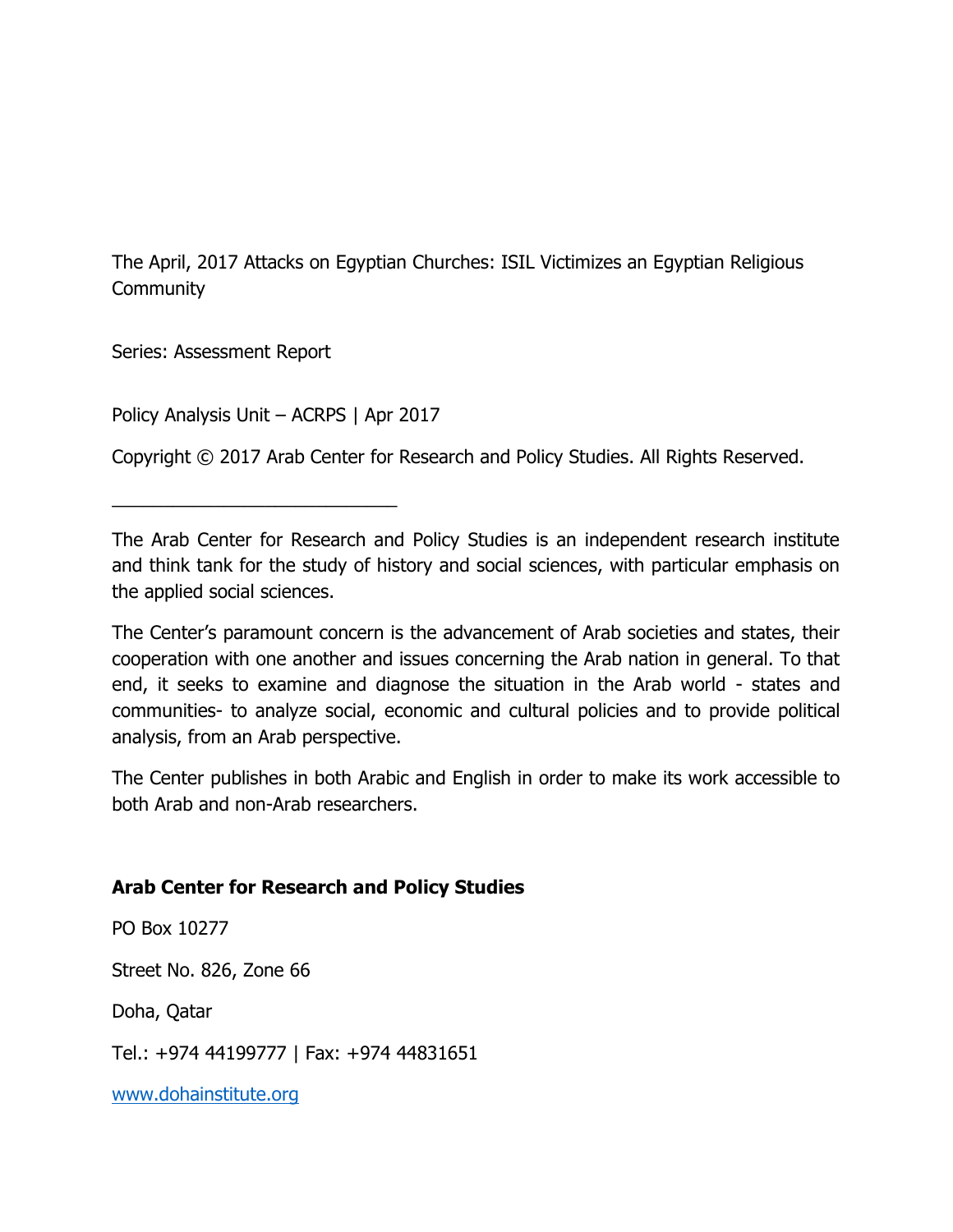The April, 2017 Attacks on Egyptian Churches: ISIL Victimizes an Egyptian Religious Community

Series: Assessment Report

Policy Analysis Unit – ACRPS | Apr 2017

Copyright © 2017 Arab Center for Research and Policy Studies. All Rights Reserved.

---

The Arab Center for Research and Policy Studies is an independent research institute and think tank for the study of history and social sciences, with particular emphasis on the applied social sciences.

The Center's paramount concern is the advancement of Arab societies and states, their cooperation with one another and issues concerning the Arab nation in general. To that end, it seeks to examine and diagnose the situation in the Arab world - states and communities- to analyze social, economic and cultural policies and to provide political analysis, from an Arab perspective.

The Center publishes in both Arabic and English in order to make its work accessible to both Arab and non-Arab researchers.

**Arab Center for Research and Policy Studies**

PO Box 10277

Street No. 826, Zone 66

Doha, Qatar

Tel.: +974 44199777 | Fax: +974 44831651

www.dohainstitute.org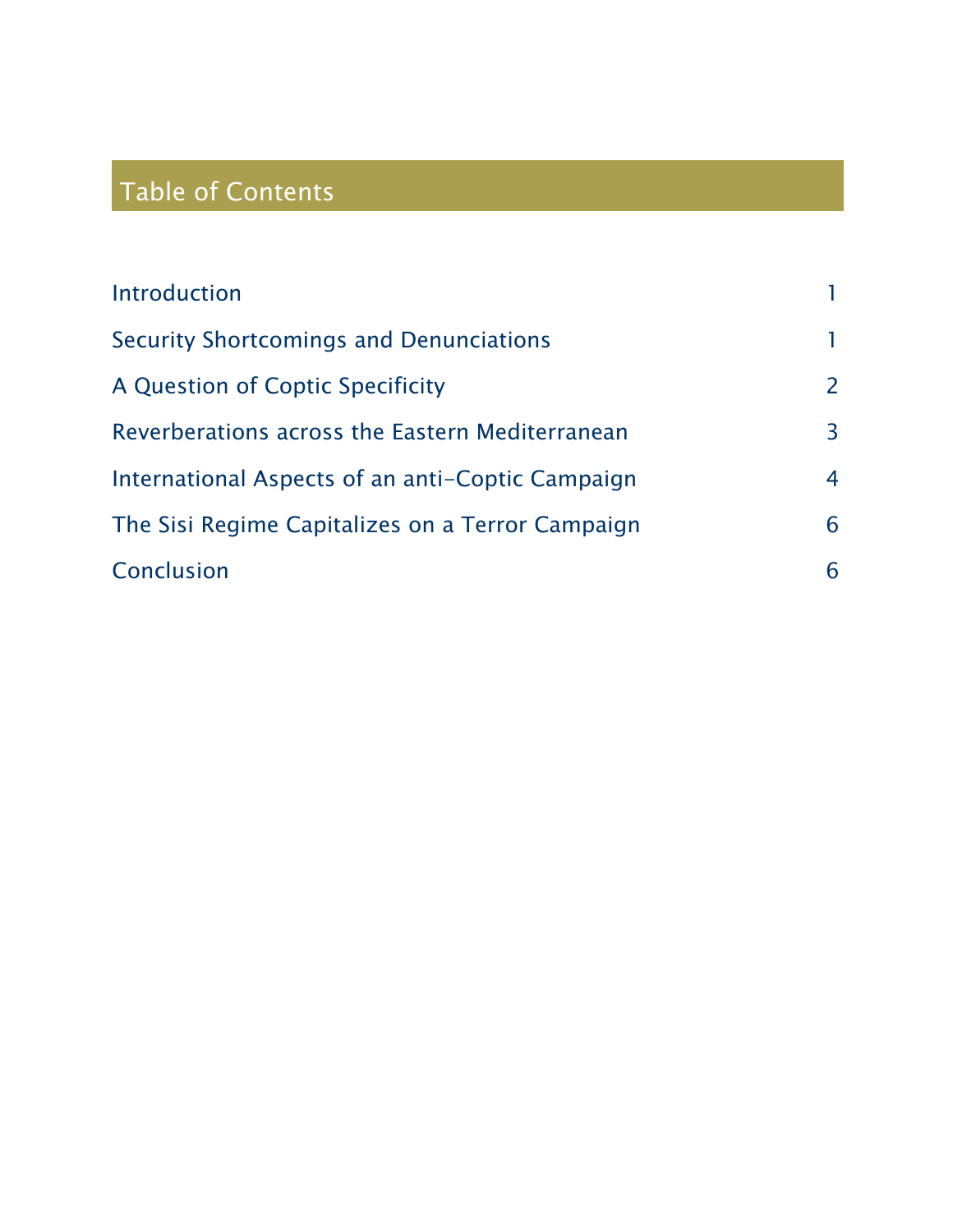## Table of Contents

| | |
|---|---|
| Introduction | 1 |
| Security Shortcomings and Denunciations | 1 |
| A Question of Coptic Specificity | 2 |
| Reverberations across the Eastern Mediterranean | 3 |
| International Aspects of an anti-Coptic Campaign | 4 |
| The Sisi Regime Capitalizes on a Terror Campaign | 6 |
| Conclusion | 6 |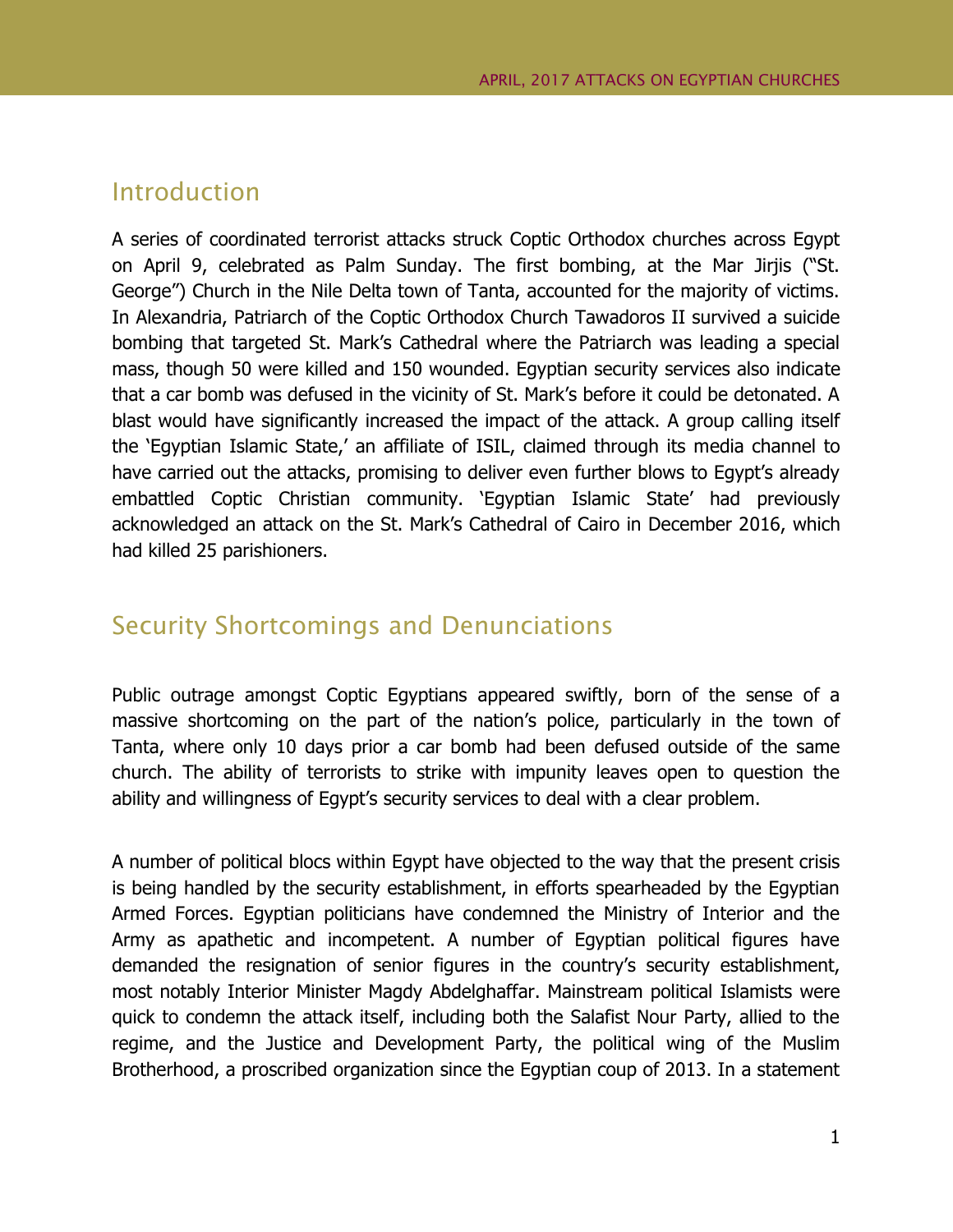## Introduction

A series of coordinated terrorist attacks struck Coptic Orthodox churches across Egypt on April 9, celebrated as Palm Sunday. The first bombing, at the Mar Jirjis ("St. George") Church in the Nile Delta town of Tanta, accounted for the majority of victims. In Alexandria, Patriarch of the Coptic Orthodox Church Tawadoros II survived a suicide bombing that targeted St. Mark's Cathedral where the Patriarch was leading a special mass, though 50 were killed and 150 wounded. Egyptian security services also indicate that a car bomb was defused in the vicinity of St. Mark's before it could be detonated. A blast would have significantly increased the impact of the attack. A group calling itself the 'Egyptian Islamic State,' an affiliate of ISIL, claimed through its media channel to have carried out the attacks, promising to deliver even further blows to Egypt's already embattled Coptic Christian community. 'Egyptian Islamic State' had previously acknowledged an attack on the St. Mark's Cathedral of Cairo in December 2016, which had killed 25 parishioners.

## Security Shortcomings and Denunciations

Public outrage amongst Coptic Egyptians appeared swiftly, born of the sense of a massive shortcoming on the part of the nation's police, particularly in the town of Tanta, where only 10 days prior a car bomb had been defused outside of the same church. The ability of terrorists to strike with impunity leaves open to question the ability and willingness of Egypt's security services to deal with a clear problem.

A number of political blocs within Egypt have objected to the way that the present crisis is being handled by the security establishment, in efforts spearheaded by the Egyptian Armed Forces. Egyptian politicians have condemned the Ministry of Interior and the Army as apathetic and incompetent. A number of Egyptian political figures have demanded the resignation of senior figures in the country's security establishment, most notably Interior Minister Magdy Abdelghaffar. Mainstream political Islamists were quick to condemn the attack itself, including both the Salafist Nour Party, allied to the regime, and the Justice and Development Party, the political wing of the Muslim Brotherhood, a proscribed organization since the Egyptian coup of 2013. In a statement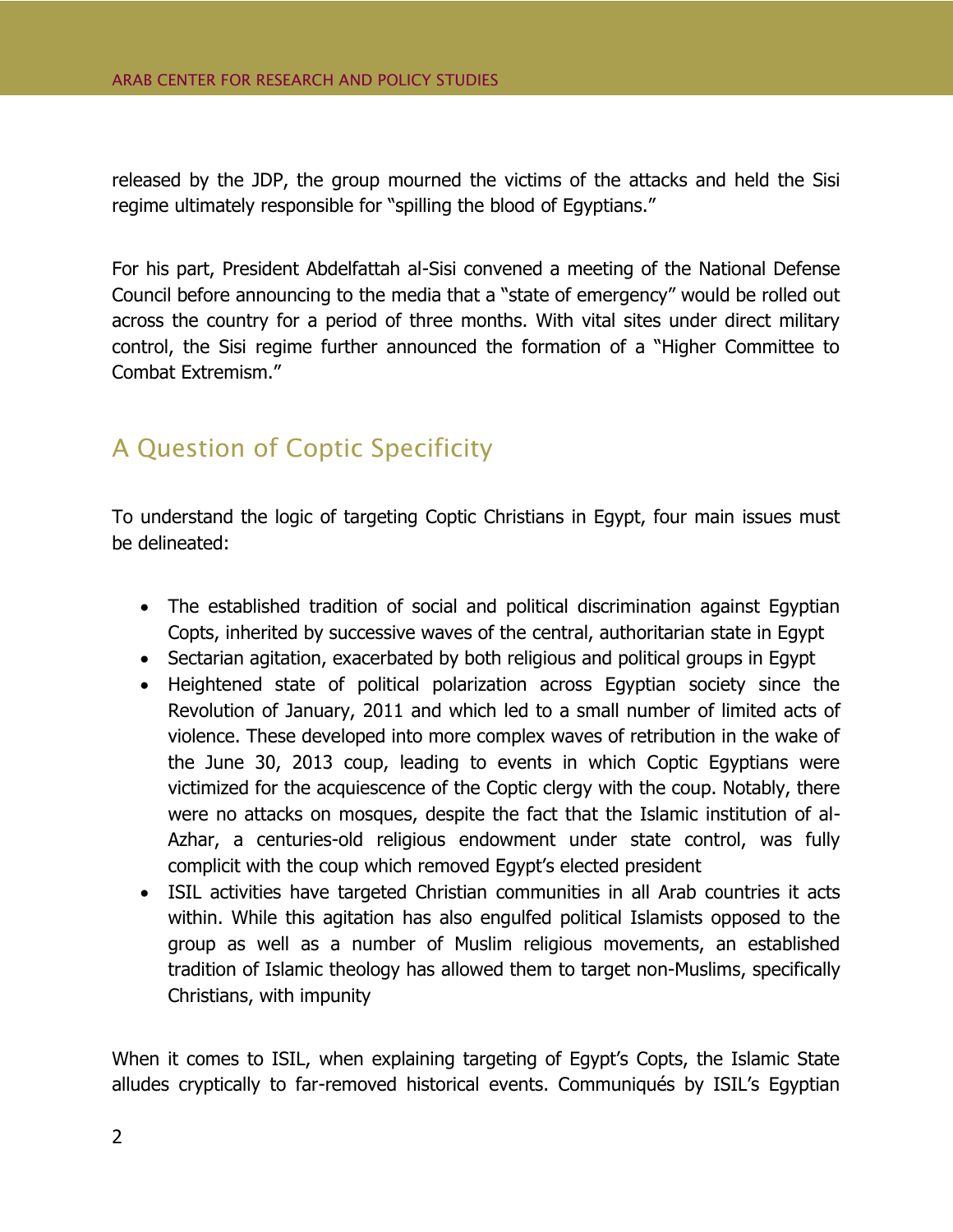released by the JDP, the group mourned the victims of the attacks and held the Sisi regime ultimately responsible for "spilling the blood of Egyptians."

For his part, President Abdelfattah al-Sisi convened a meeting of the National Defense Council before announcing to the media that a "state of emergency" would be rolled out across the country for a period of three months. With vital sites under direct military control, the Sisi regime further announced the formation of a "Higher Committee to Combat Extremism."

## A Question of Coptic Specificity

To understand the logic of targeting Coptic Christians in Egypt, four main issues must be delineated:

- The established tradition of social and political discrimination against Egyptian Copts, inherited by successive waves of the central, authoritarian state in Egypt
- Sectarian agitation, exacerbated by both religious and political groups in Egypt
- Heightened state of political polarization across Egyptian society since the Revolution of January, 2011 and which led to a small number of limited acts of violence. These developed into more complex waves of retribution in the wake of the June 30, 2013 coup, leading to events in which Coptic Egyptians were victimized for the acquiescence of the Coptic clergy with the coup. Notably, there were no attacks on mosques, despite the fact that the Islamic institution of al-Azhar, a centuries-old religious endowment under state control, was fully complicit with the coup which removed Egypt's elected president
- ISIL activities have targeted Christian communities in all Arab countries it acts within. While this agitation has also engulfed political Islamists opposed to the group as well as a number of Muslim religious movements, an established tradition of Islamic theology has allowed them to target non-Muslims, specifically Christians, with impunity

When it comes to ISIL, when explaining targeting of Egypt's Copts, the Islamic State alludes cryptically to far-removed historical events. Communiqués by ISIL's Egyptian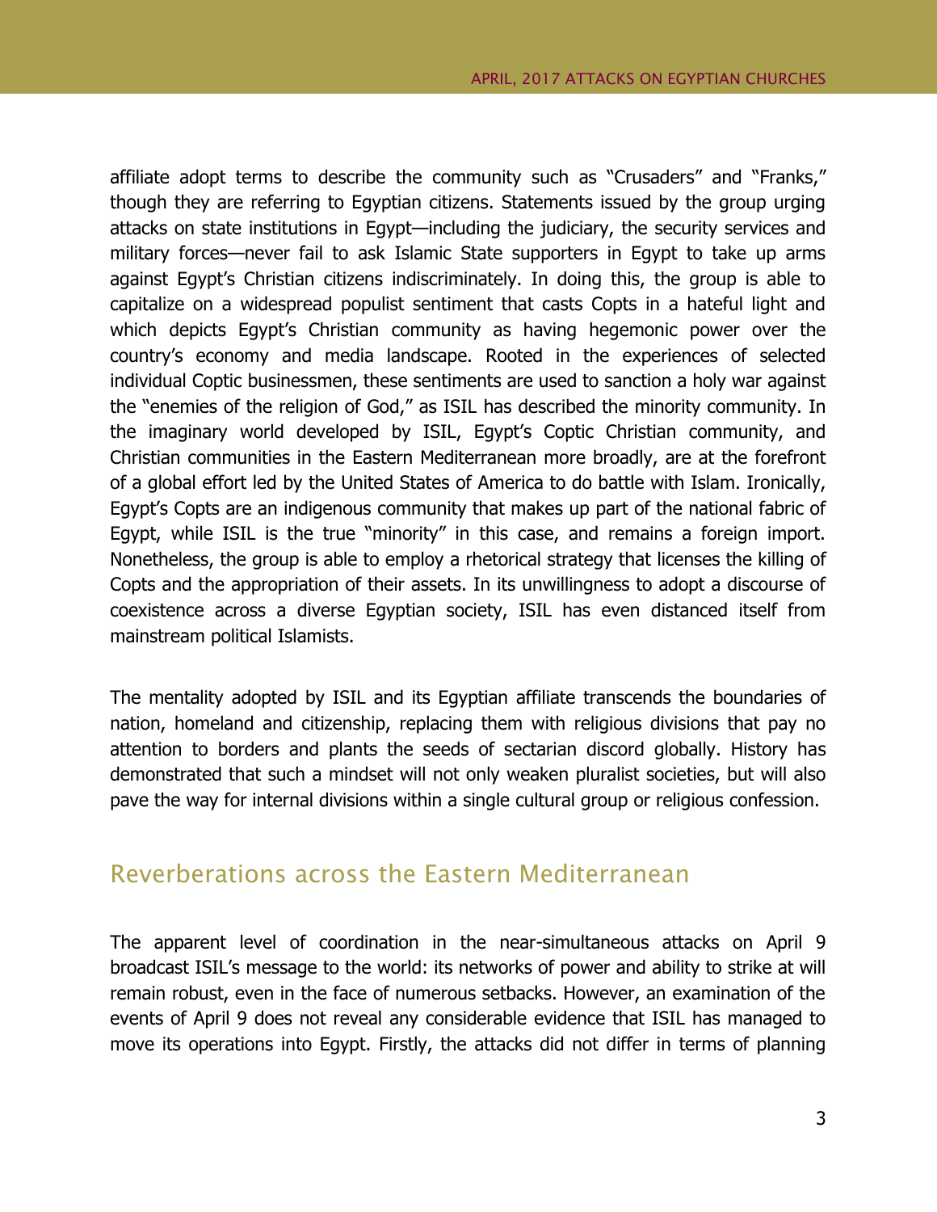affiliate adopt terms to describe the community such as "Crusaders" and "Franks," though they are referring to Egyptian citizens. Statements issued by the group urging attacks on state institutions in Egypt—including the judiciary, the security services and military forces—never fail to ask Islamic State supporters in Egypt to take up arms against Egypt's Christian citizens indiscriminately. In doing this, the group is able to capitalize on a widespread populist sentiment that casts Copts in a hateful light and which depicts Egypt's Christian community as having hegemonic power over the country's economy and media landscape. Rooted in the experiences of selected individual Coptic businessmen, these sentiments are used to sanction a holy war against the "enemies of the religion of God," as ISIL has described the minority community. In the imaginary world developed by ISIL, Egypt's Coptic Christian community, and Christian communities in the Eastern Mediterranean more broadly, are at the forefront of a global effort led by the United States of America to do battle with Islam. Ironically, Egypt's Copts are an indigenous community that makes up part of the national fabric of Egypt, while ISIL is the true "minority" in this case, and remains a foreign import. Nonetheless, the group is able to employ a rhetorical strategy that licenses the killing of Copts and the appropriation of their assets. In its unwillingness to adopt a discourse of coexistence across a diverse Egyptian society, ISIL has even distanced itself from mainstream political Islamists.

The mentality adopted by ISIL and its Egyptian affiliate transcends the boundaries of nation, homeland and citizenship, replacing them with religious divisions that pay no attention to borders and plants the seeds of sectarian discord globally. History has demonstrated that such a mindset will not only weaken pluralist societies, but will also pave the way for internal divisions within a single cultural group or religious confession.

## Reverberations across the Eastern Mediterranean

The apparent level of coordination in the near-simultaneous attacks on April 9 broadcast ISIL's message to the world: its networks of power and ability to strike at will remain robust, even in the face of numerous setbacks. However, an examination of the events of April 9 does not reveal any considerable evidence that ISIL has managed to move its operations into Egypt. Firstly, the attacks did not differ in terms of planning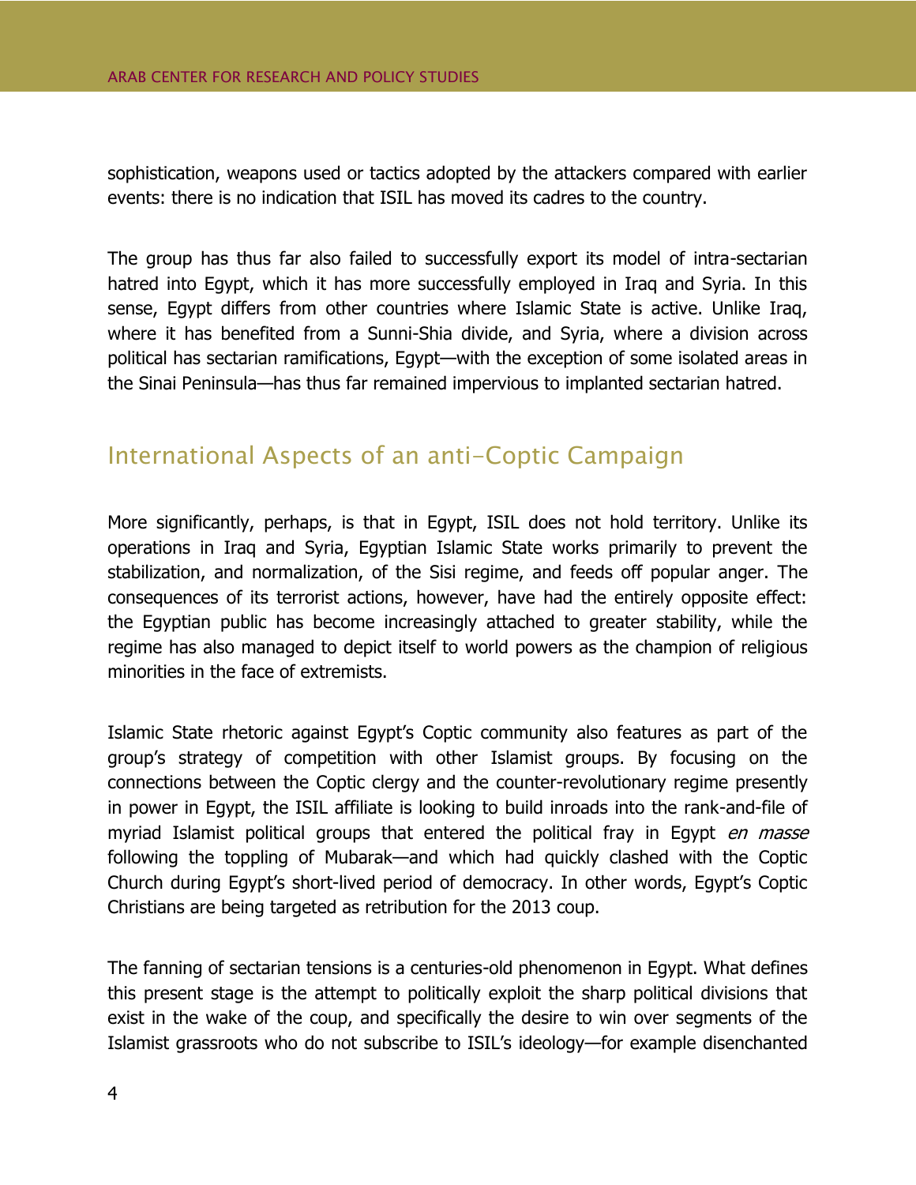sophistication, weapons used or tactics adopted by the attackers compared with earlier events: there is no indication that ISIL has moved its cadres to the country.

The group has thus far also failed to successfully export its model of intra-sectarian hatred into Egypt, which it has more successfully employed in Iraq and Syria. In this sense, Egypt differs from other countries where Islamic State is active. Unlike Iraq, where it has benefited from a Sunni-Shia divide, and Syria, where a division across political has sectarian ramifications, Egypt—with the exception of some isolated areas in the Sinai Peninsula—has thus far remained impervious to implanted sectarian hatred.

## International Aspects of an anti-Coptic Campaign

More significantly, perhaps, is that in Egypt, ISIL does not hold territory. Unlike its operations in Iraq and Syria, Egyptian Islamic State works primarily to prevent the stabilization, and normalization, of the Sisi regime, and feeds off popular anger. The consequences of its terrorist actions, however, have had the entirely opposite effect: the Egyptian public has become increasingly attached to greater stability, while the regime has also managed to depict itself to world powers as the champion of religious minorities in the face of extremists.

Islamic State rhetoric against Egypt's Coptic community also features as part of the group's strategy of competition with other Islamist groups. By focusing on the connections between the Coptic clergy and the counter-revolutionary regime presently in power in Egypt, the ISIL affiliate is looking to build inroads into the rank-and-file of myriad Islamist political groups that entered the political fray in Egypt *en masse* following the toppling of Mubarak—and which had quickly clashed with the Coptic Church during Egypt's short-lived period of democracy. In other words, Egypt's Coptic Christians are being targeted as retribution for the 2013 coup.

The fanning of sectarian tensions is a centuries-old phenomenon in Egypt. What defines this present stage is the attempt to politically exploit the sharp political divisions that exist in the wake of the coup, and specifically the desire to win over segments of the Islamist grassroots who do not subscribe to ISIL's ideology—for example disenchanted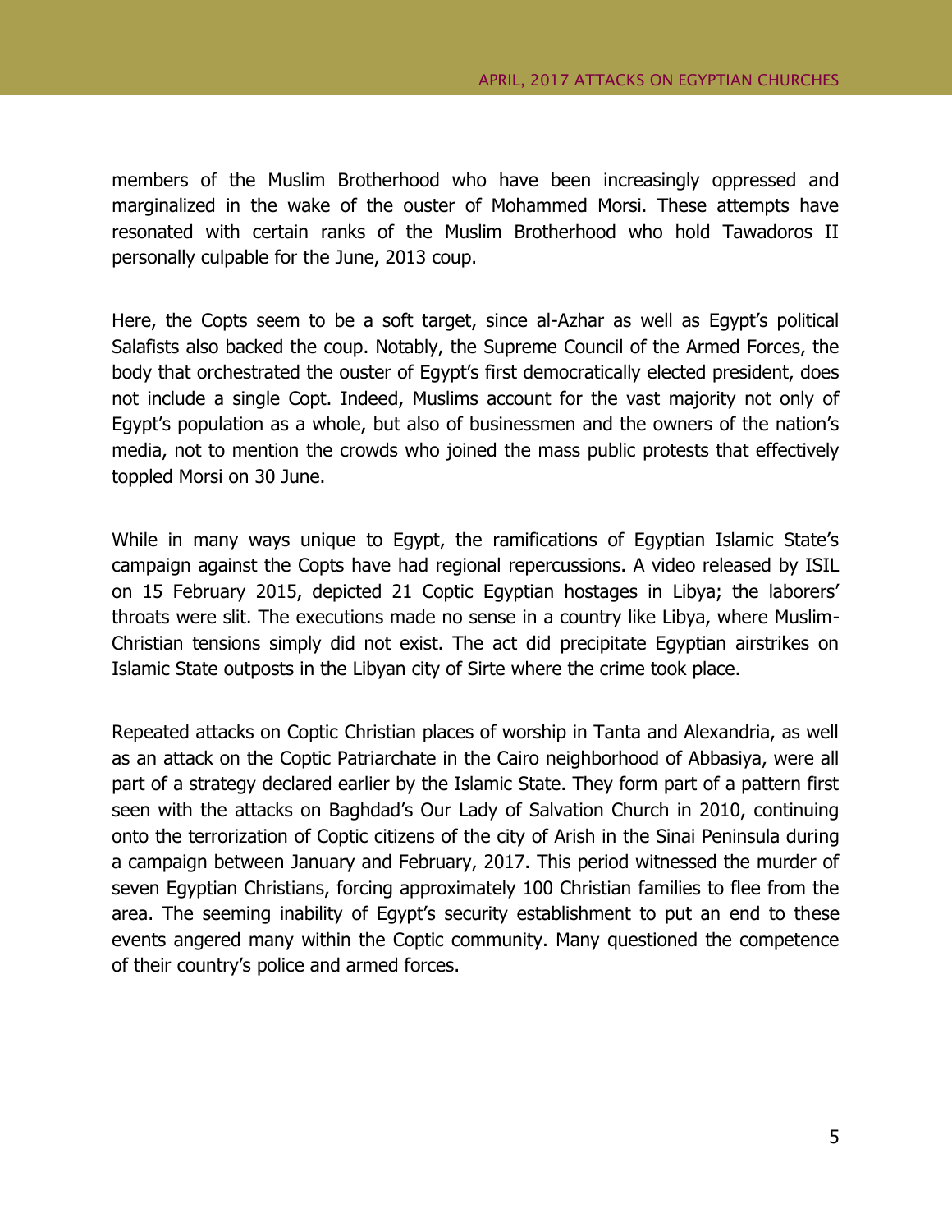members of the Muslim Brotherhood who have been increasingly oppressed and marginalized in the wake of the ouster of Mohammed Morsi. These attempts have resonated with certain ranks of the Muslim Brotherhood who hold Tawadoros II personally culpable for the June, 2013 coup.

Here, the Copts seem to be a soft target, since al-Azhar as well as Egypt's political Salafists also backed the coup. Notably, the Supreme Council of the Armed Forces, the body that orchestrated the ouster of Egypt's first democratically elected president, does not include a single Copt. Indeed, Muslims account for the vast majority not only of Egypt's population as a whole, but also of businessmen and the owners of the nation's media, not to mention the crowds who joined the mass public protests that effectively toppled Morsi on 30 June.

While in many ways unique to Egypt, the ramifications of Egyptian Islamic State's campaign against the Copts have had regional repercussions. A video released by ISIL on 15 February 2015, depicted 21 Coptic Egyptian hostages in Libya; the laborers' throats were slit. The executions made no sense in a country like Libya, where Muslim-Christian tensions simply did not exist. The act did precipitate Egyptian airstrikes on Islamic State outposts in the Libyan city of Sirte where the crime took place.

Repeated attacks on Coptic Christian places of worship in Tanta and Alexandria, as well as an attack on the Coptic Patriarchate in the Cairo neighborhood of Abbasiya, were all part of a strategy declared earlier by the Islamic State. They form part of a pattern first seen with the attacks on Baghdad's Our Lady of Salvation Church in 2010, continuing onto the terrorization of Coptic citizens of the city of Arish in the Sinai Peninsula during a campaign between January and February, 2017. This period witnessed the murder of seven Egyptian Christians, forcing approximately 100 Christian families to flee from the area. The seeming inability of Egypt's security establishment to put an end to these events angered many within the Coptic community. Many questioned the competence of their country's police and armed forces.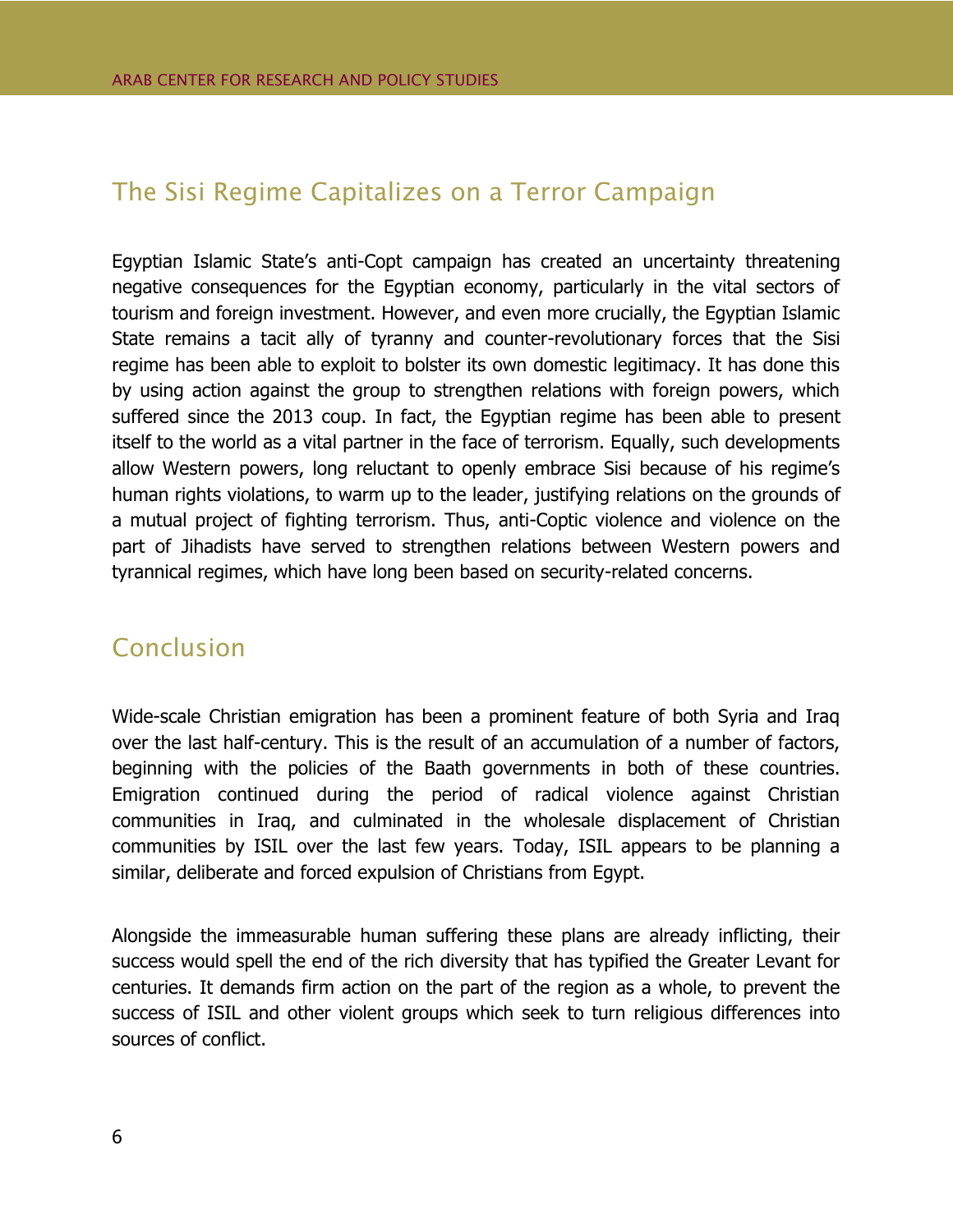## The Sisi Regime Capitalizes on a Terror Campaign

Egyptian Islamic State's anti-Copt campaign has created an uncertainty threatening negative consequences for the Egyptian economy, particularly in the vital sectors of tourism and foreign investment. However, and even more crucially, the Egyptian Islamic State remains a tacit ally of tyranny and counter-revolutionary forces that the Sisi regime has been able to exploit to bolster its own domestic legitimacy. It has done this by using action against the group to strengthen relations with foreign powers, which suffered since the 2013 coup. In fact, the Egyptian regime has been able to present itself to the world as a vital partner in the face of terrorism. Equally, such developments allow Western powers, long reluctant to openly embrace Sisi because of his regime's human rights violations, to warm up to the leader, justifying relations on the grounds of a mutual project of fighting terrorism. Thus, anti-Coptic violence and violence on the part of Jihadists have served to strengthen relations between Western powers and tyrannical regimes, which have long been based on security-related concerns.

## Conclusion

Wide-scale Christian emigration has been a prominent feature of both Syria and Iraq over the last half-century. This is the result of an accumulation of a number of factors, beginning with the policies of the Baath governments in both of these countries. Emigration continued during the period of radical violence against Christian communities in Iraq, and culminated in the wholesale displacement of Christian communities by ISIL over the last few years. Today, ISIL appears to be planning a similar, deliberate and forced expulsion of Christians from Egypt.

Alongside the immeasurable human suffering these plans are already inflicting, their success would spell the end of the rich diversity that has typified the Greater Levant for centuries. It demands firm action on the part of the region as a whole, to prevent the success of ISIL and other violent groups which seek to turn religious differences into sources of conflict.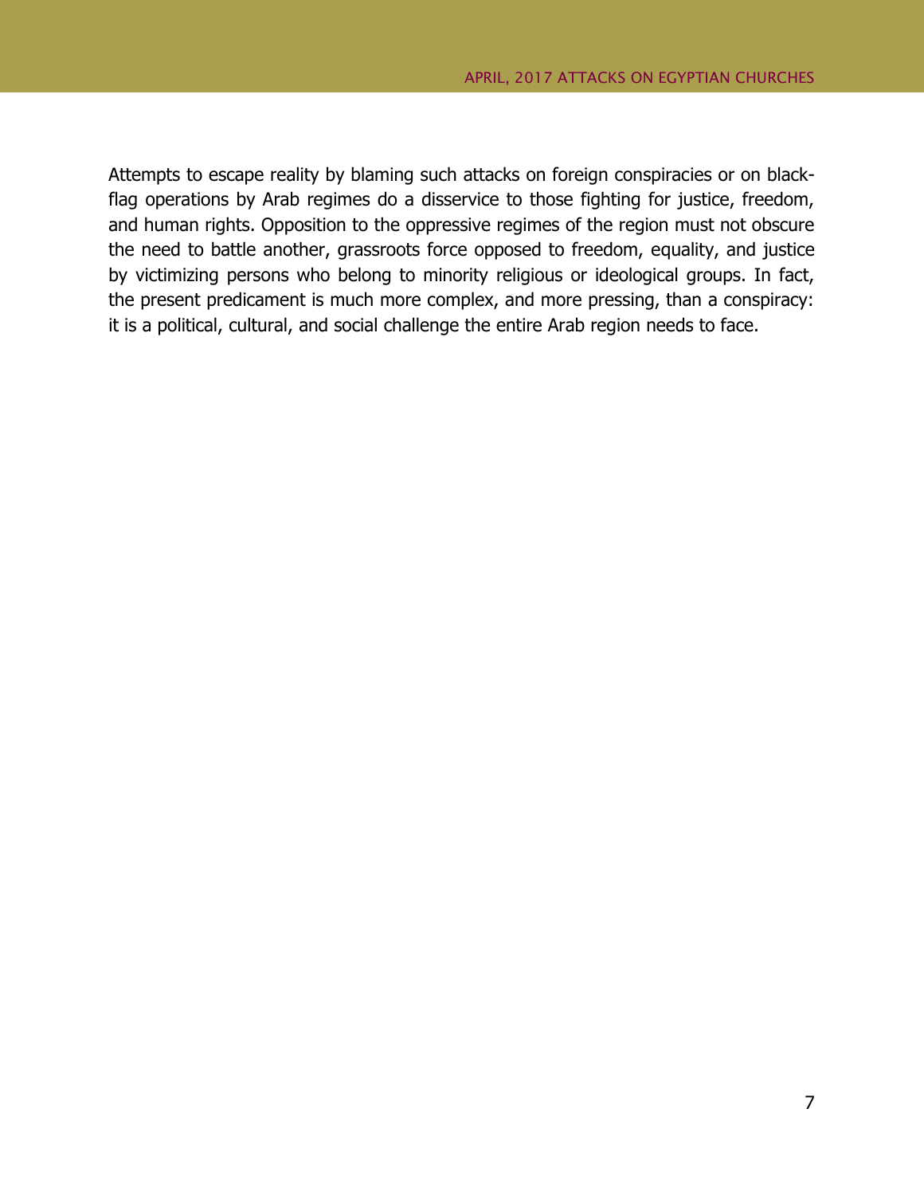Attempts to escape reality by blaming such attacks on foreign conspiracies or on black-flag operations by Arab regimes do a disservice to those fighting for justice, freedom, and human rights. Opposition to the oppressive regimes of the region must not obscure the need to battle another, grassroots force opposed to freedom, equality, and justice by victimizing persons who belong to minority religious or ideological groups. In fact, the present predicament is much more complex, and more pressing, than a conspiracy: it is a political, cultural, and social challenge the entire Arab region needs to face.